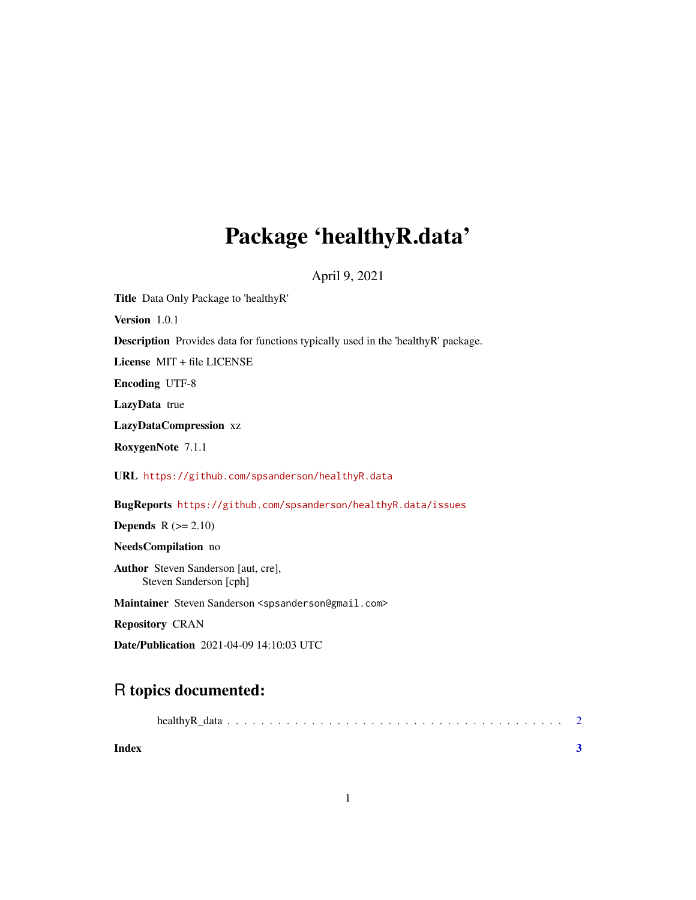# Package 'healthyR.data'

April 9, 2021

**Title** Data Only Package to 'healthyR'

**Version** 1.0.1

**Description** Provides data for functions typically used in the 'healthyR' package.

**License** MIT + file LICENSE

**Encoding** UTF-8

**LazyData** true

**LazyDataCompression** xz

**RoxygenNote** 7.1.1

**URL** https://github.com/spsanderson/healthyR.data

**BugReports** https://github.com/spsanderson/healthyR.data/issues

**Depends** R (>= 2.10)

**NeedsCompilation** no

**Author** Steven Sanderson [aut, cre],
Steven Sanderson [cph]

**Maintainer** Steven Sanderson <spsanderson@gmail.com>

**Repository** CRAN

**Date/Publication** 2021-04-09 14:10:03 UTC

## R topics documented:

healthyR_data . . . . . . . . . . . . . . . . . . . . . . . . . . . . . . . . . . . . . . . . 2

**Index** **3**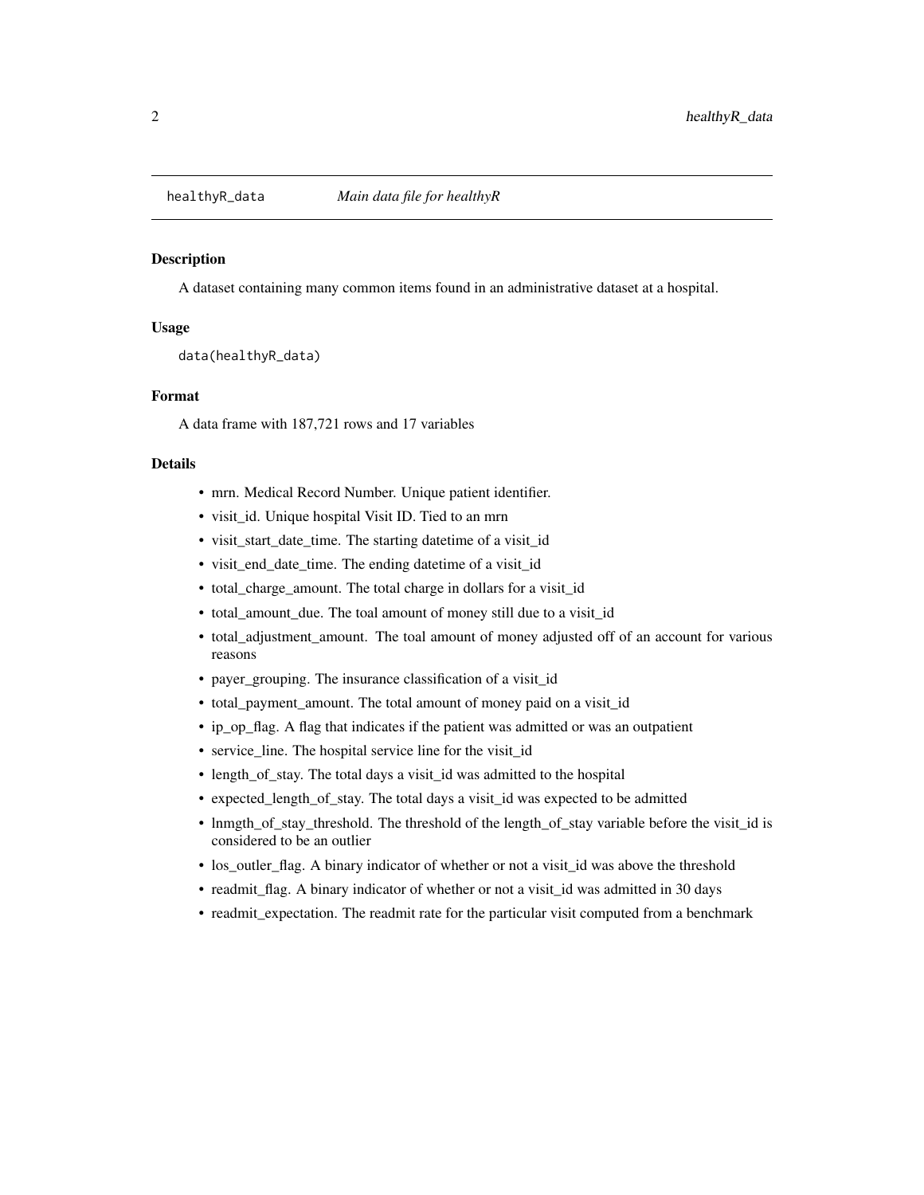## healthyR_data *Main data file for healthyR*

### Description

A dataset containing many common items found in an administrative dataset at a hospital.

### Usage

```
data(healthyR_data)
```

### Format

A data frame with 187,721 rows and 17 variables

### Details

- mrn. Medical Record Number. Unique patient identifier.
- visit_id. Unique hospital Visit ID. Tied to an mrn
- visit_start_date_time. The starting datetime of a visit_id
- visit_end_date_time. The ending datetime of a visit_id
- total_charge_amount. The total charge in dollars for a visit_id
- total_amount_due. The toal amount of money still due to a visit_id
- total_adjustment_amount. The toal amount of money adjusted off of an account for various reasons
- payer_grouping. The insurance classification of a visit_id
- total_payment_amount. The total amount of money paid on a visit_id
- ip_op_flag. A flag that indicates if the patient was admitted or was an outpatient
- service_line. The hospital service line for the visit_id
- length_of_stay. The total days a visit_id was admitted to the hospital
- expected_length_of_stay. The total days a visit_id was expected to be admitted
- lnmgth_of_stay_threshold. The threshold of the length_of_stay variable before the visit_id is considered to be an outlier
- los_outler_flag. A binary indicator of whether or not a visit_id was above the threshold
- readmit_flag. A binary indicator of whether or not a visit_id was admitted in 30 days
- readmit_expectation. The readmit rate for the particular visit computed from a benchmark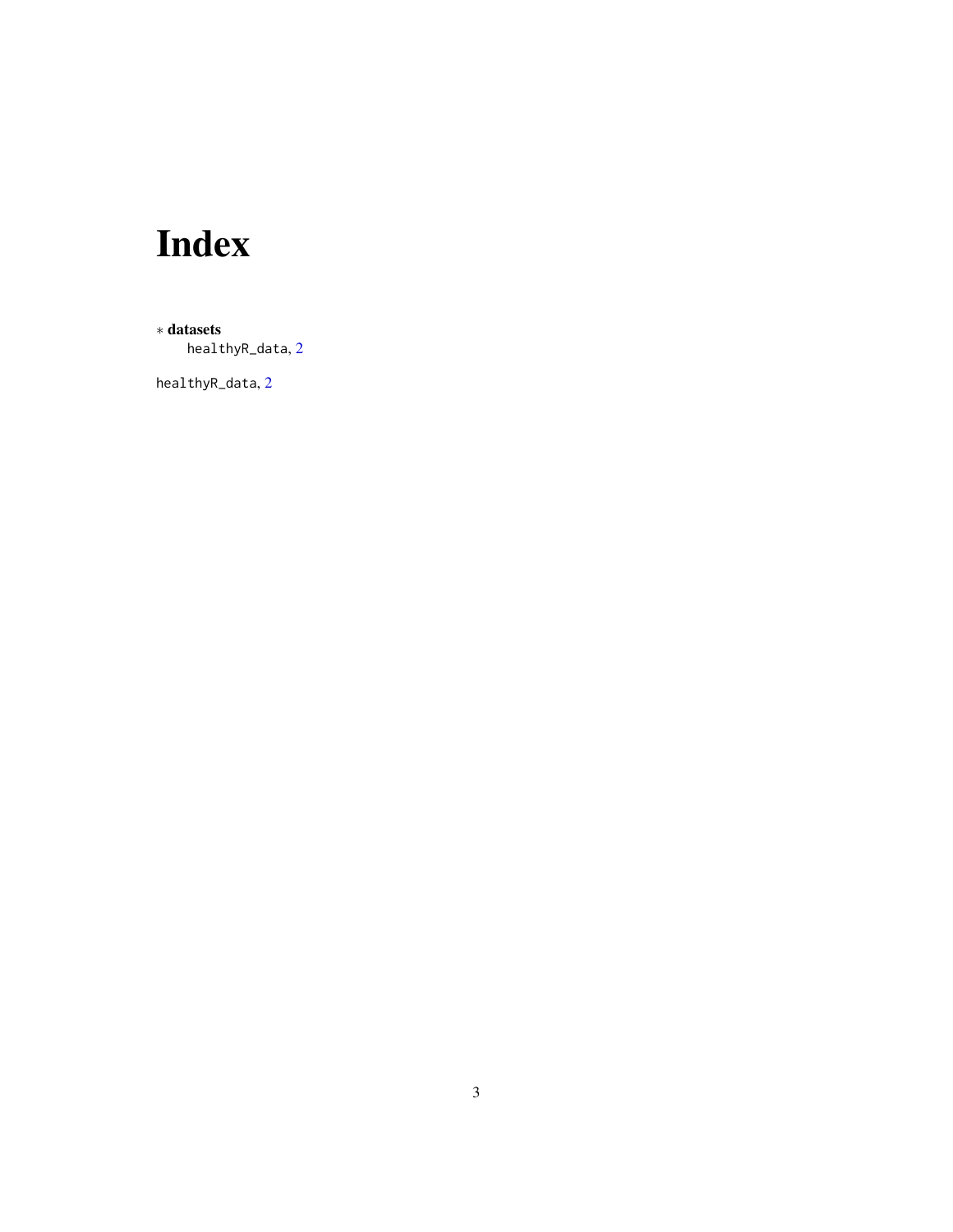# Index

∗ **datasets**
  healthyR_data, 2

healthyR_data, 2